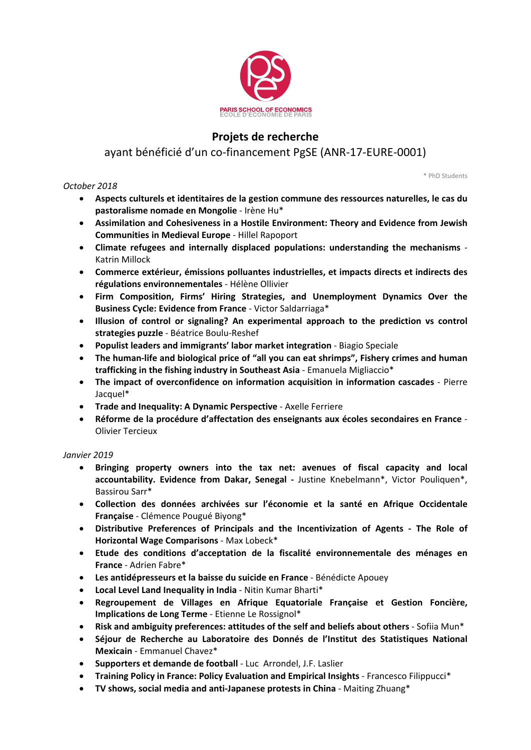PARIS SCHOOL OF ECONOMICS
ECOLE D'ECONOMIE DE PARIS

# Projets de recherche

## ayant bénéficié d'un co-financement PgSE (ANR-17-EURE-0001)

\* PhD Students

*October 2018*

- **Aspects culturels et identitaires de la gestion commune des ressources naturelles, le cas du pastoralisme nomade en Mongolie** - Irène Hu*
- **Assimilation and Cohesiveness in a Hostile Environment: Theory and Evidence from Jewish Communities in Medieval Europe** - Hillel Rapoport
- **Climate refugees and internally displaced populations: understanding the mechanisms** - Katrin Millock
- **Commerce extérieur, émissions polluantes industrielles, et impacts directs et indirects des régulations environnementales** - Hélène Ollivier
- **Firm Composition, Firms' Hiring Strategies, and Unemployment Dynamics Over the Business Cycle: Evidence from France** - Victor Saldarriaga*
- **Illusion of control or signaling? An experimental approach to the prediction vs control strategies puzzle** - Béatrice Boulu-Reshef
- **Populist leaders and immigrants' labor market integration** - Biagio Speciale
- **The human-life and biological price of "all you can eat shrimps", Fishery crimes and human trafficking in the fishing industry in Southeast Asia** - Emanuela Migliaccio*
- **The impact of overconfidence on information acquisition in information cascades** - Pierre Jacquel*
- **Trade and Inequality: A Dynamic Perspective** - Axelle Ferriere
- **Réforme de la procédure d'affectation des enseignants aux écoles secondaires en France** - Olivier Tercieux

*Janvier 2019*

- **Bringing property owners into the tax net: avenues of fiscal capacity and local accountability. Evidence from Dakar, Senegal -** Justine Knebelmann*, Victor Pouliquen*, Bassirou Sarr*
- **Collection des données archivées sur l'économie et la santé en Afrique Occidentale Française** - Clémence Pougué Biyong*
- **Distributive Preferences of Principals and the Incentivization of Agents - The Role of Horizontal Wage Comparisons** - Max Lobeck*
- **Etude des conditions d'acceptation de la fiscalité environnementale des ménages en France** - Adrien Fabre*
- **Les antidépresseurs et la baisse du suicide en France** - Bénédicte Apouey
- **Local Level Land Inequality in India** - Nitin Kumar Bharti*
- **Regroupement de Villages en Afrique Equatoriale Française et Gestion Foncière, Implications de Long Terme** - Etienne Le Rossignol*
- **Risk and ambiguity preferences: attitudes of the self and beliefs about others** - Sofiia Mun*
- **Séjour de Recherche au Laboratoire des Donnés de l'Institut des Statistiques National Mexicain** - Emmanuel Chavez*
- **Supporters et demande de football** - Luc Arrondel, J.F. Laslier
- **Training Policy in France: Policy Evaluation and Empirical Insights** - Francesco Filippucci*
- **TV shows, social media and anti-Japanese protests in China** - Maiting Zhuang*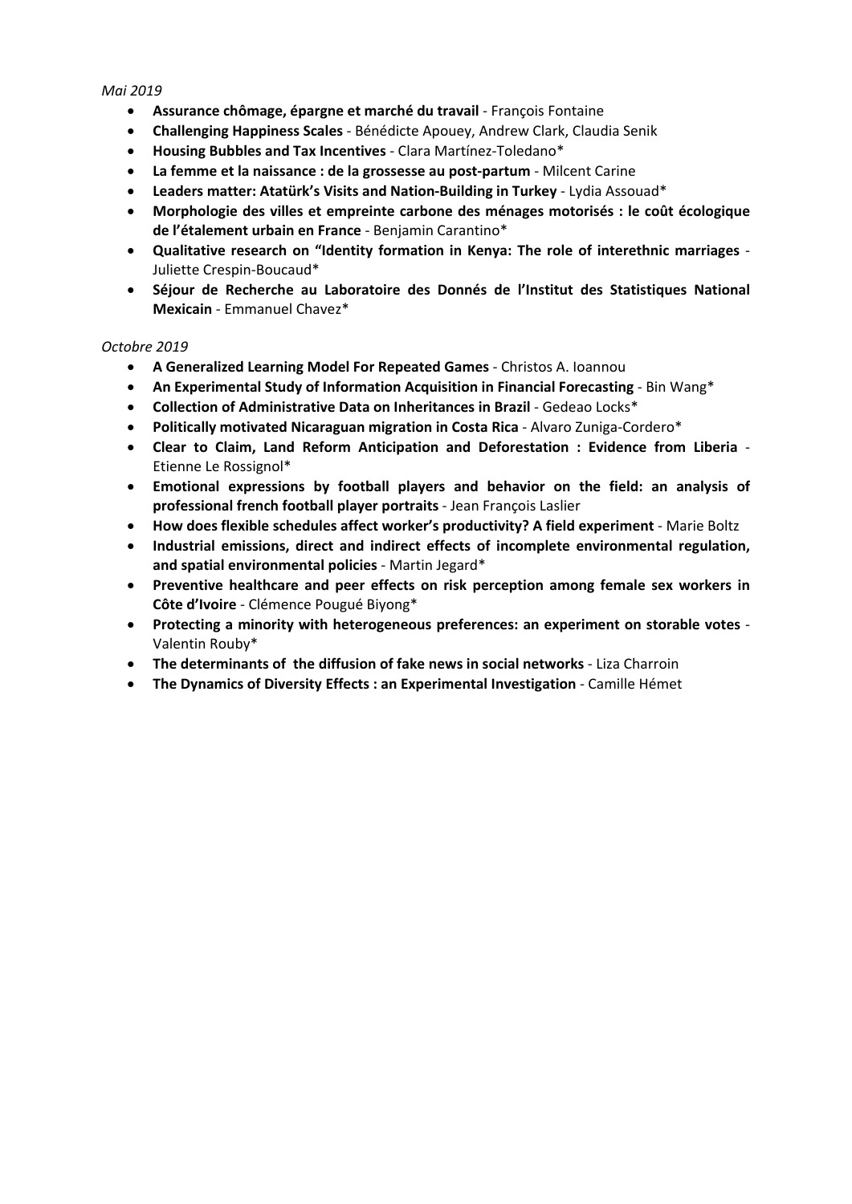*Mai 2019*

- **Assurance chômage, épargne et marché du travail** - François Fontaine
- **Challenging Happiness Scales** - Bénédicte Apouey, Andrew Clark, Claudia Senik
- **Housing Bubbles and Tax Incentives** - Clara Martínez-Toledano*
- **La femme et la naissance : de la grossesse au post-partum** - Milcent Carine
- **Leaders matter: Atatürk's Visits and Nation-Building in Turkey** - Lydia Assouad*
- **Morphologie des villes et empreinte carbone des ménages motorisés : le coût écologique de l'étalement urbain en France** - Benjamin Carantino*
- **Qualitative research on "Identity formation in Kenya: The role of interethnic marriages** - Juliette Crespin-Boucaud*
- **Séjour de Recherche au Laboratoire des Donnés de l'Institut des Statistiques National Mexicain** - Emmanuel Chavez*

*Octobre 2019*

- **A Generalized Learning Model For Repeated Games** - Christos A. Ioannou
- **An Experimental Study of Information Acquisition in Financial Forecasting** - Bin Wang*
- **Collection of Administrative Data on Inheritances in Brazil** - Gedeao Locks*
- **Politically motivated Nicaraguan migration in Costa Rica** - Alvaro Zuniga-Cordero*
- **Clear to Claim, Land Reform Anticipation and Deforestation : Evidence from Liberia** - Etienne Le Rossignol*
- **Emotional expressions by football players and behavior on the field: an analysis of professional french football player portraits** - Jean François Laslier
- **How does flexible schedules affect worker's productivity? A field experiment** - Marie Boltz
- **Industrial emissions, direct and indirect effects of incomplete environmental regulation, and spatial environmental policies** - Martin Jegard*
- **Preventive healthcare and peer effects on risk perception among female sex workers in Côte d'Ivoire** - Clémence Pougué Biyong*
- **Protecting a minority with heterogeneous preferences: an experiment on storable votes** - Valentin Rouby*
- **The determinants of the diffusion of fake news in social networks** - Liza Charroin
- **The Dynamics of Diversity Effects : an Experimental Investigation** - Camille Hémet